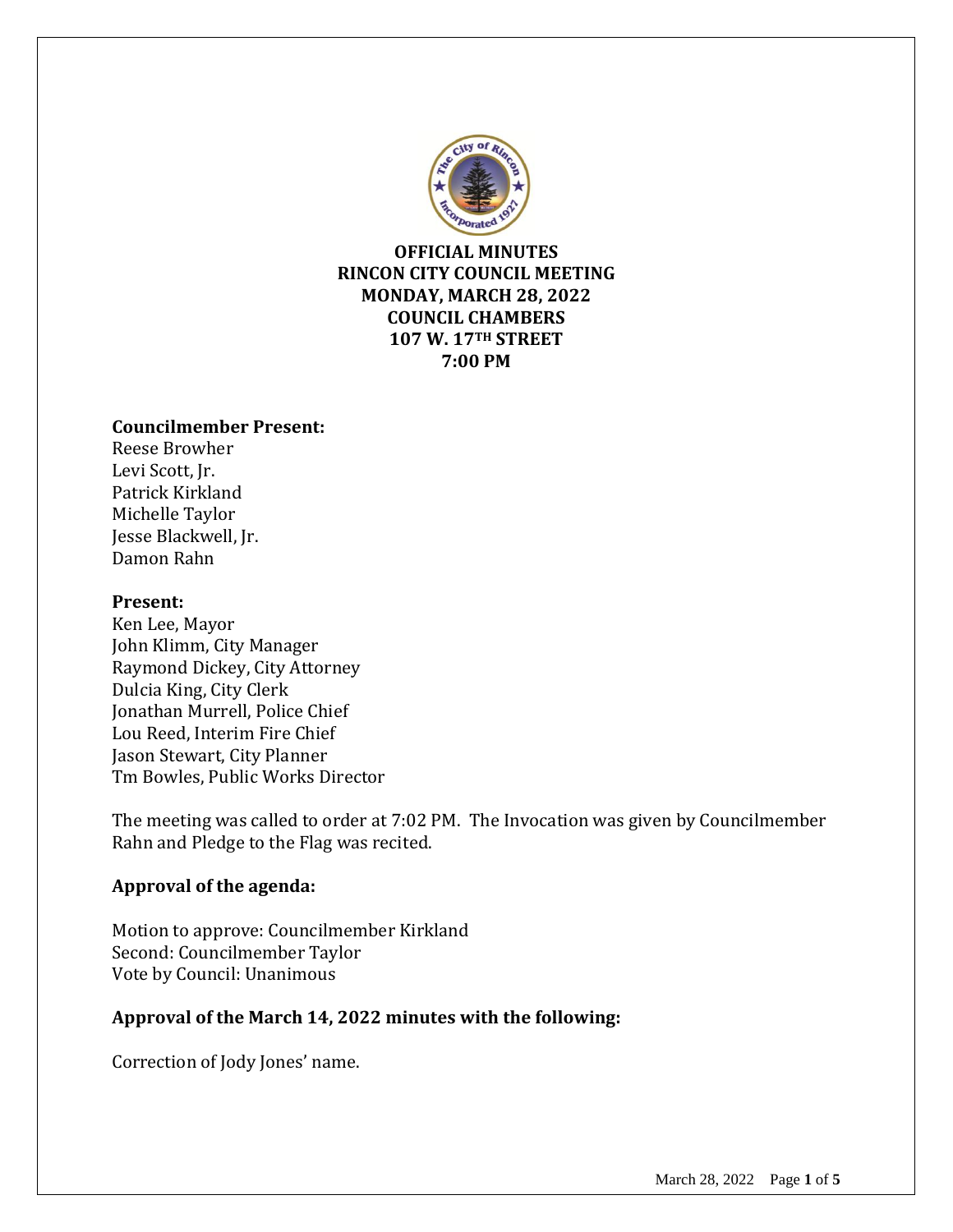**OFFICIAL MINUTES**
**RINCON CITY COUNCIL MEETING**
**MONDAY, MARCH 28, 2022**
**COUNCIL CHAMBERS**
**107 W. 17TH STREET**
**7:00 PM**

**Councilmember Present:**
Reese Browher
Levi Scott, Jr.
Patrick Kirkland
Michelle Taylor
Jesse Blackwell, Jr.
Damon Rahn

**Present:**
Ken Lee, Mayor
John Klimm, City Manager
Raymond Dickey, City Attorney
Dulcia King, City Clerk
Jonathan Murrell, Police Chief
Lou Reed, Interim Fire Chief
Jason Stewart, City Planner
Tm Bowles, Public Works Director

The meeting was called to order at 7:02 PM. The Invocation was given by Councilmember Rahn and Pledge to the Flag was recited.

**Approval of the agenda:**

Motion to approve: Councilmember Kirkland
Second: Councilmember Taylor
Vote by Council: Unanimous

**Approval of the March 14, 2022 minutes with the following:**

Correction of Jody Jones' name.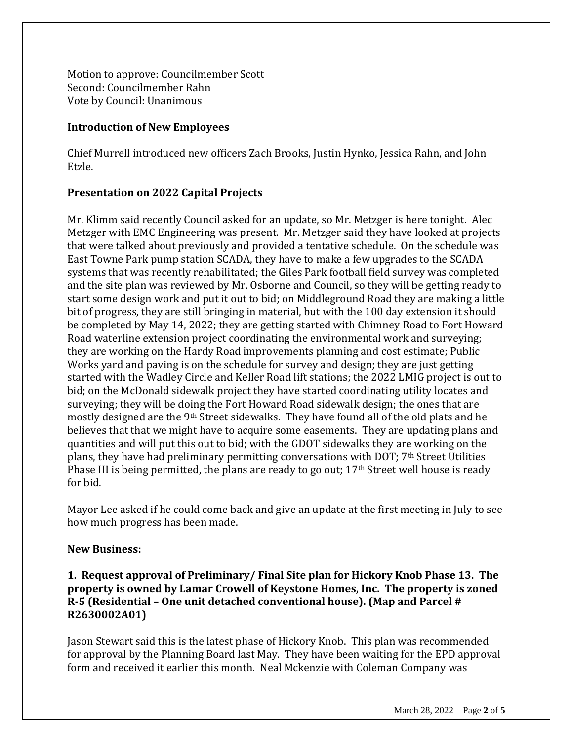Motion to approve: Councilmember Scott
Second: Councilmember Rahn
Vote by Council: Unanimous

**Introduction of New Employees**

Chief Murrell introduced new officers Zach Brooks, Justin Hynko, Jessica Rahn, and John Etzle.

**Presentation on 2022 Capital Projects**

Mr. Klimm said recently Council asked for an update, so Mr. Metzger is here tonight. Alec Metzger with EMC Engineering was present. Mr. Metzger said they have looked at projects that were talked about previously and provided a tentative schedule. On the schedule was East Towne Park pump station SCADA, they have to make a few upgrades to the SCADA systems that was recently rehabilitated; the Giles Park football field survey was completed and the site plan was reviewed by Mr. Osborne and Council, so they will be getting ready to start some design work and put it out to bid; on Middleground Road they are making a little bit of progress, they are still bringing in material, but with the 100 day extension it should be completed by May 14, 2022; they are getting started with Chimney Road to Fort Howard Road waterline extension project coordinating the environmental work and surveying; they are working on the Hardy Road improvements planning and cost estimate; Public Works yard and paving is on the schedule for survey and design; they are just getting started with the Wadley Circle and Keller Road lift stations; the 2022 LMIG project is out to bid; on the McDonald sidewalk project they have started coordinating utility locates and surveying; they will be doing the Fort Howard Road sidewalk design; the ones that are mostly designed are the 9th Street sidewalks. They have found all of the old plats and he believes that that we might have to acquire some easements. They are updating plans and quantities and will put this out to bid; with the GDOT sidewalks they are working on the plans, they have had preliminary permitting conversations with DOT; 7th Street Utilities Phase III is being permitted, the plans are ready to go out; 17th Street well house is ready for bid.

Mayor Lee asked if he could come back and give an update at the first meeting in July to see how much progress has been made.

**New Business:**

**1. Request approval of Preliminary/ Final Site plan for Hickory Knob Phase 13. The property is owned by Lamar Crowell of Keystone Homes, Inc. The property is zoned R-5 (Residential – One unit detached conventional house). (Map and Parcel # R2630002A01)**

Jason Stewart said this is the latest phase of Hickory Knob. This plan was recommended for approval by the Planning Board last May. They have been waiting for the EPD approval form and received it earlier this month. Neal Mckenzie with Coleman Company was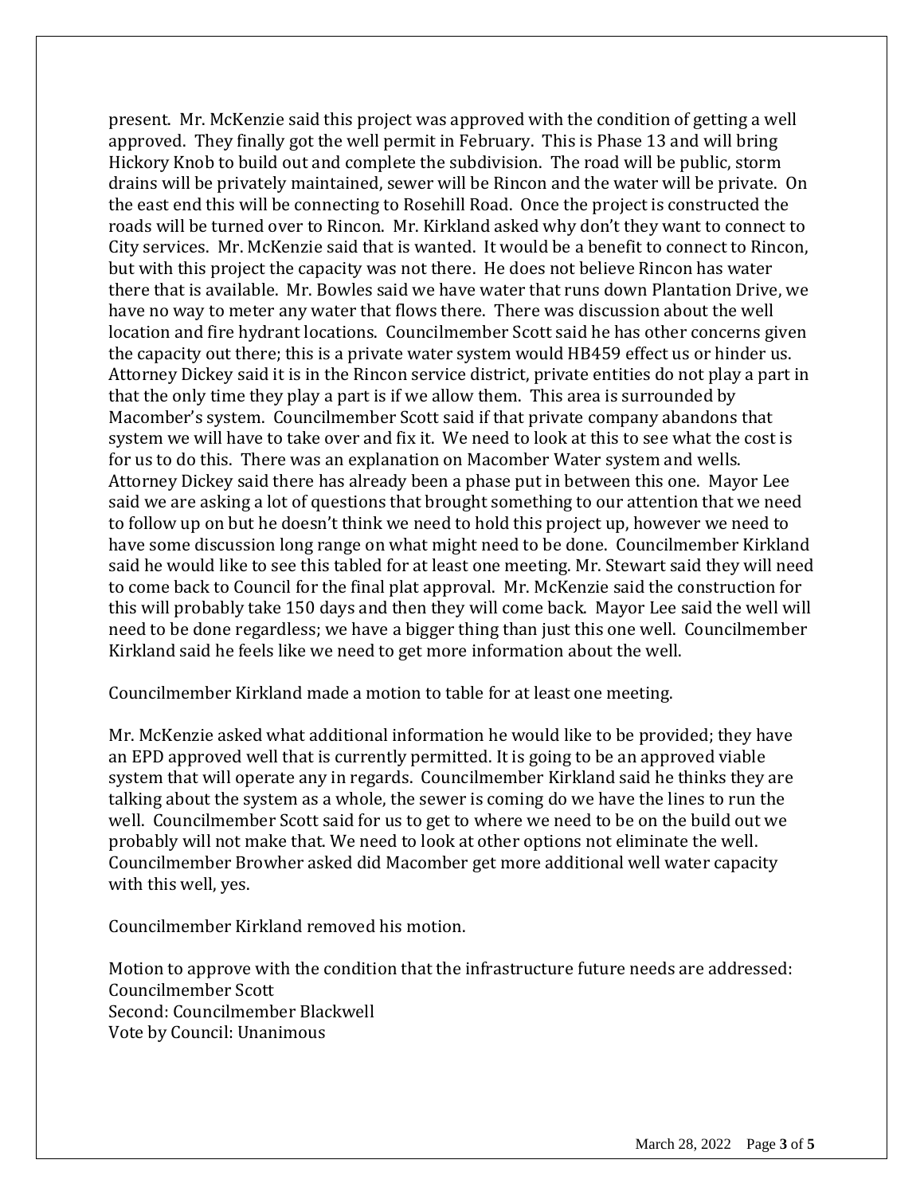present. Mr. McKenzie said this project was approved with the condition of getting a well approved. They finally got the well permit in February. This is Phase 13 and will bring Hickory Knob to build out and complete the subdivision. The road will be public, storm drains will be privately maintained, sewer will be Rincon and the water will be private. On the east end this will be connecting to Rosehill Road. Once the project is constructed the roads will be turned over to Rincon. Mr. Kirkland asked why don't they want to connect to City services. Mr. McKenzie said that is wanted. It would be a benefit to connect to Rincon, but with this project the capacity was not there. He does not believe Rincon has water there that is available. Mr. Bowles said we have water that runs down Plantation Drive, we have no way to meter any water that flows there. There was discussion about the well location and fire hydrant locations. Councilmember Scott said he has other concerns given the capacity out there; this is a private water system would HB459 effect us or hinder us. Attorney Dickey said it is in the Rincon service district, private entities do not play a part in that the only time they play a part is if we allow them. This area is surrounded by Macomber's system. Councilmember Scott said if that private company abandons that system we will have to take over and fix it. We need to look at this to see what the cost is for us to do this. There was an explanation on Macomber Water system and wells. Attorney Dickey said there has already been a phase put in between this one. Mayor Lee said we are asking a lot of questions that brought something to our attention that we need to follow up on but he doesn't think we need to hold this project up, however we need to have some discussion long range on what might need to be done. Councilmember Kirkland said he would like to see this tabled for at least one meeting. Mr. Stewart said they will need to come back to Council for the final plat approval. Mr. McKenzie said the construction for this will probably take 150 days and then they will come back. Mayor Lee said the well will need to be done regardless; we have a bigger thing than just this one well. Councilmember Kirkland said he feels like we need to get more information about the well.

Councilmember Kirkland made a motion to table for at least one meeting.

Mr. McKenzie asked what additional information he would like to be provided; they have an EPD approved well that is currently permitted. It is going to be an approved viable system that will operate any in regards. Councilmember Kirkland said he thinks they are talking about the system as a whole, the sewer is coming do we have the lines to run the well. Councilmember Scott said for us to get to where we need to be on the build out we probably will not make that. We need to look at other options not eliminate the well. Councilmember Browher asked did Macomber get more additional well water capacity with this well, yes.

Councilmember Kirkland removed his motion.

Motion to approve with the condition that the infrastructure future needs are addressed: Councilmember Scott
Second: Councilmember Blackwell
Vote by Council: Unanimous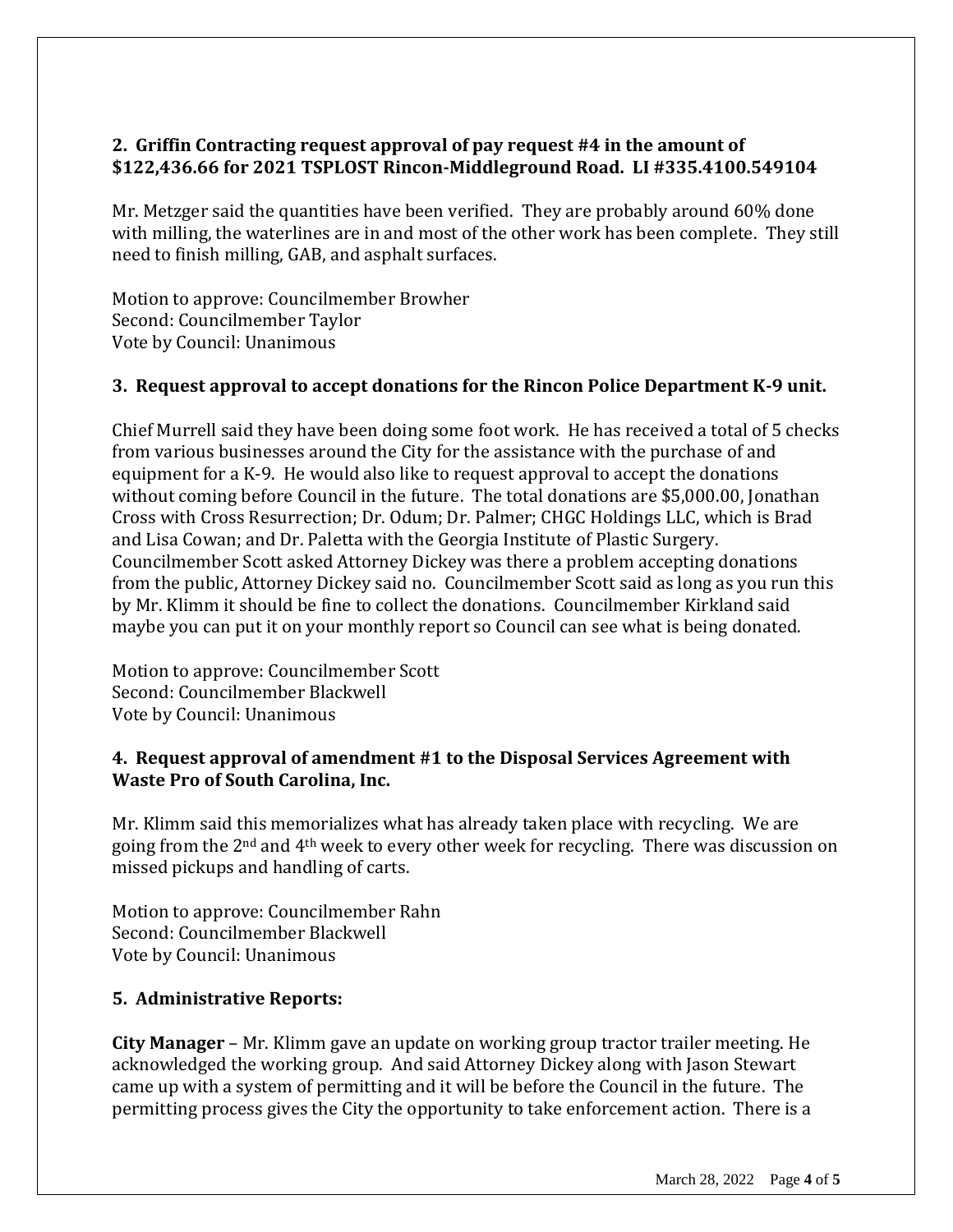**2. Griffin Contracting request approval of pay request #4 in the amount of \$122,436.66 for 2021 TSPLOST Rincon-Middleground Road. LI #335.4100.549104**

Mr. Metzger said the quantities have been verified. They are probably around 60% done with milling, the waterlines are in and most of the other work has been complete. They still need to finish milling, GAB, and asphalt surfaces.

Motion to approve: Councilmember Browher
Second: Councilmember Taylor
Vote by Council: Unanimous

**3. Request approval to accept donations for the Rincon Police Department K-9 unit.**

Chief Murrell said they have been doing some foot work. He has received a total of 5 checks from various businesses around the City for the assistance with the purchase of and equipment for a K-9. He would also like to request approval to accept the donations without coming before Council in the future. The total donations are \$5,000.00, Jonathan Cross with Cross Resurrection; Dr. Odum; Dr. Palmer; CHGC Holdings LLC, which is Brad and Lisa Cowan; and Dr. Paletta with the Georgia Institute of Plastic Surgery. Councilmember Scott asked Attorney Dickey was there a problem accepting donations from the public, Attorney Dickey said no. Councilmember Scott said as long as you run this by Mr. Klimm it should be fine to collect the donations. Councilmember Kirkland said maybe you can put it on your monthly report so Council can see what is being donated.

Motion to approve: Councilmember Scott
Second: Councilmember Blackwell
Vote by Council: Unanimous

**4. Request approval of amendment #1 to the Disposal Services Agreement with Waste Pro of South Carolina, Inc.**

Mr. Klimm said this memorializes what has already taken place with recycling. We are going from the 2nd and 4th week to every other week for recycling. There was discussion on missed pickups and handling of carts.

Motion to approve: Councilmember Rahn
Second: Councilmember Blackwell
Vote by Council: Unanimous

**5. Administrative Reports:**

**City Manager** – Mr. Klimm gave an update on working group tractor trailer meeting. He acknowledged the working group. And said Attorney Dickey along with Jason Stewart came up with a system of permitting and it will be before the Council in the future. The permitting process gives the City the opportunity to take enforcement action. There is a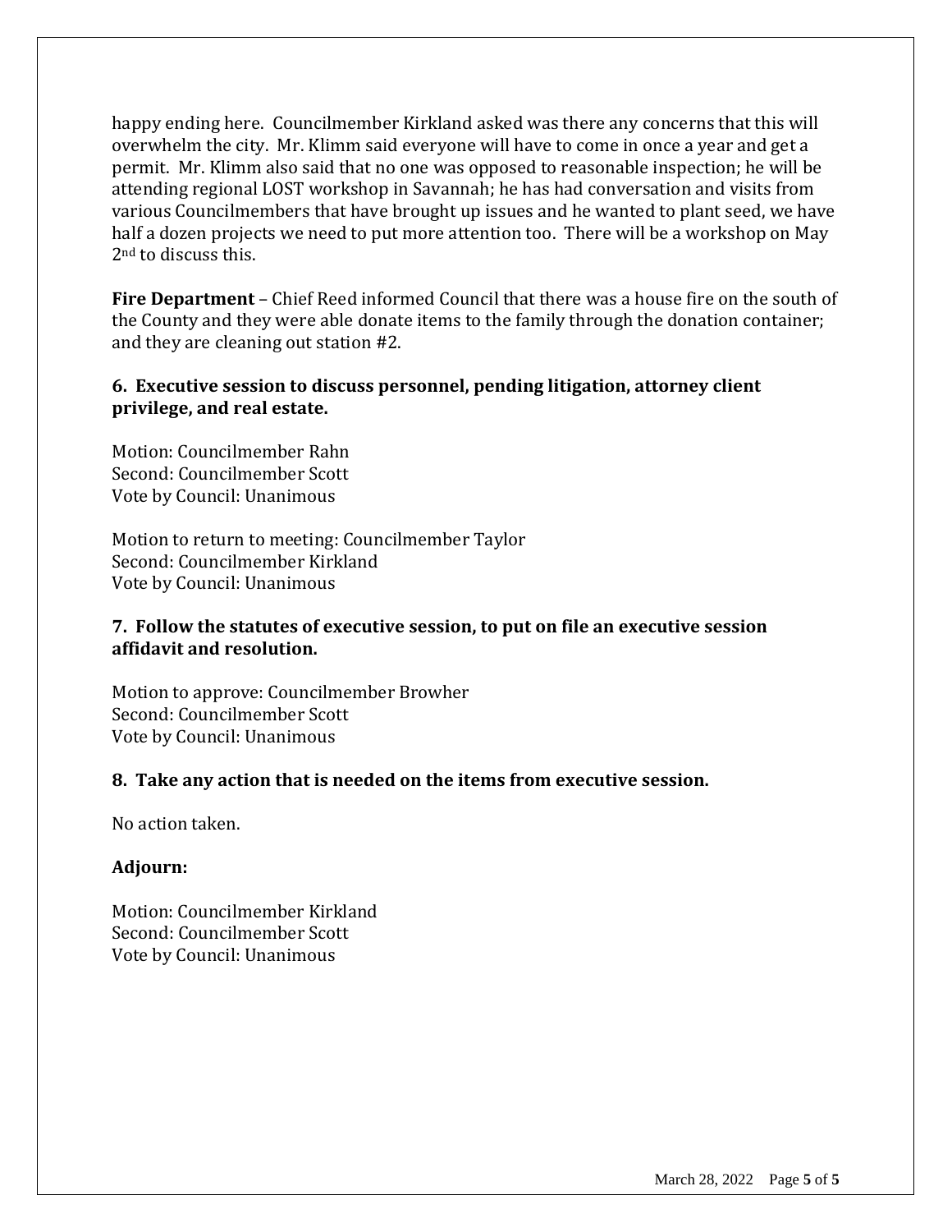happy ending here. Councilmember Kirkland asked was there any concerns that this will overwhelm the city. Mr. Klimm said everyone will have to come in once a year and get a permit. Mr. Klimm also said that no one was opposed to reasonable inspection; he will be attending regional LOST workshop in Savannah; he has had conversation and visits from various Councilmembers that have brought up issues and he wanted to plant seed, we have half a dozen projects we need to put more attention too. There will be a workshop on May 2nd to discuss this.

**Fire Department** – Chief Reed informed Council that there was a house fire on the south of the County and they were able donate items to the family through the donation container; and they are cleaning out station #2.

**6. Executive session to discuss personnel, pending litigation, attorney client privilege, and real estate.**

Motion: Councilmember Rahn
Second: Councilmember Scott
Vote by Council: Unanimous

Motion to return to meeting: Councilmember Taylor
Second: Councilmember Kirkland
Vote by Council: Unanimous

**7. Follow the statutes of executive session, to put on file an executive session affidavit and resolution.**

Motion to approve: Councilmember Browher
Second: Councilmember Scott
Vote by Council: Unanimous

**8. Take any action that is needed on the items from executive session.**

No action taken.

**Adjourn:**

Motion: Councilmember Kirkland
Second: Councilmember Scott
Vote by Council: Unanimous